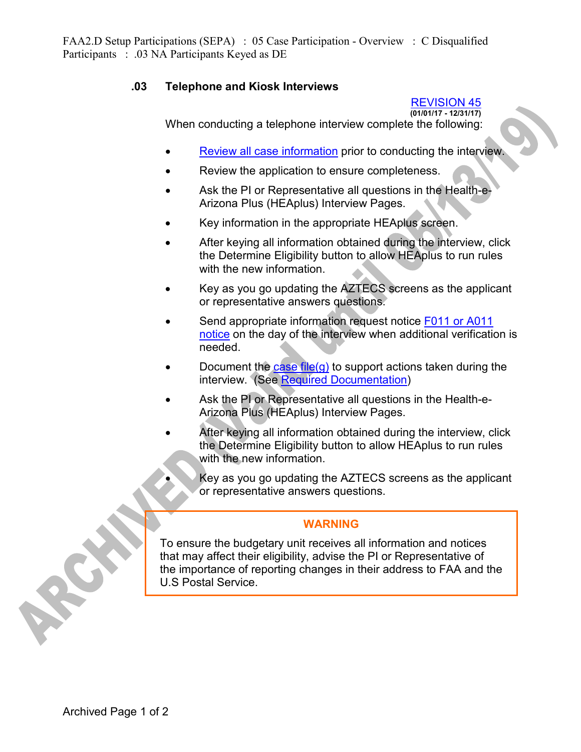FAA2.D Setup Participations (SEPA) : 05 Case Participation - Overview : C Disqualified Participants : .03 NA Participants Keyed as DE

## .03 Telephone and Kiosk Interviews

REVISION 45
**(01/01/17 - 12/31/17)**

When conducting a telephone interview complete the following:

- Review all case information prior to conducting the interview.
- Review the application to ensure completeness.
- Ask the PI or Representative all questions in the Health-e-Arizona Plus (HEAplus) Interview Pages.
- Key information in the appropriate HEAplus screen.
- After keying all information obtained during the interview, click the Determine Eligibility button to allow HEAplus to run rules with the new information.
- Key as you go updating the AZTECS screens as the applicant or representative answers questions.
- Send appropriate information request notice F011 or A011 notice on the day of the interview when additional verification is needed.
- Document the case file(g) to support actions taken during the interview. (See Required Documentation)
- Ask the PI or Representative all questions in the Health-e-Arizona Plus (HEAplus) Interview Pages.
- After keying all information obtained during the interview, click the Determine Eligibility button to allow HEAplus to run rules with the new information.
- Key as you go updating the AZTECS screens as the applicant or representative answers questions.

**WARNING**

To ensure the budgetary unit receives all information and notices that may affect their eligibility, advise the PI or Representative of the importance of reporting changes in their address to FAA and the U.S Postal Service.

ARCHIVED (Valid until 05/13/19)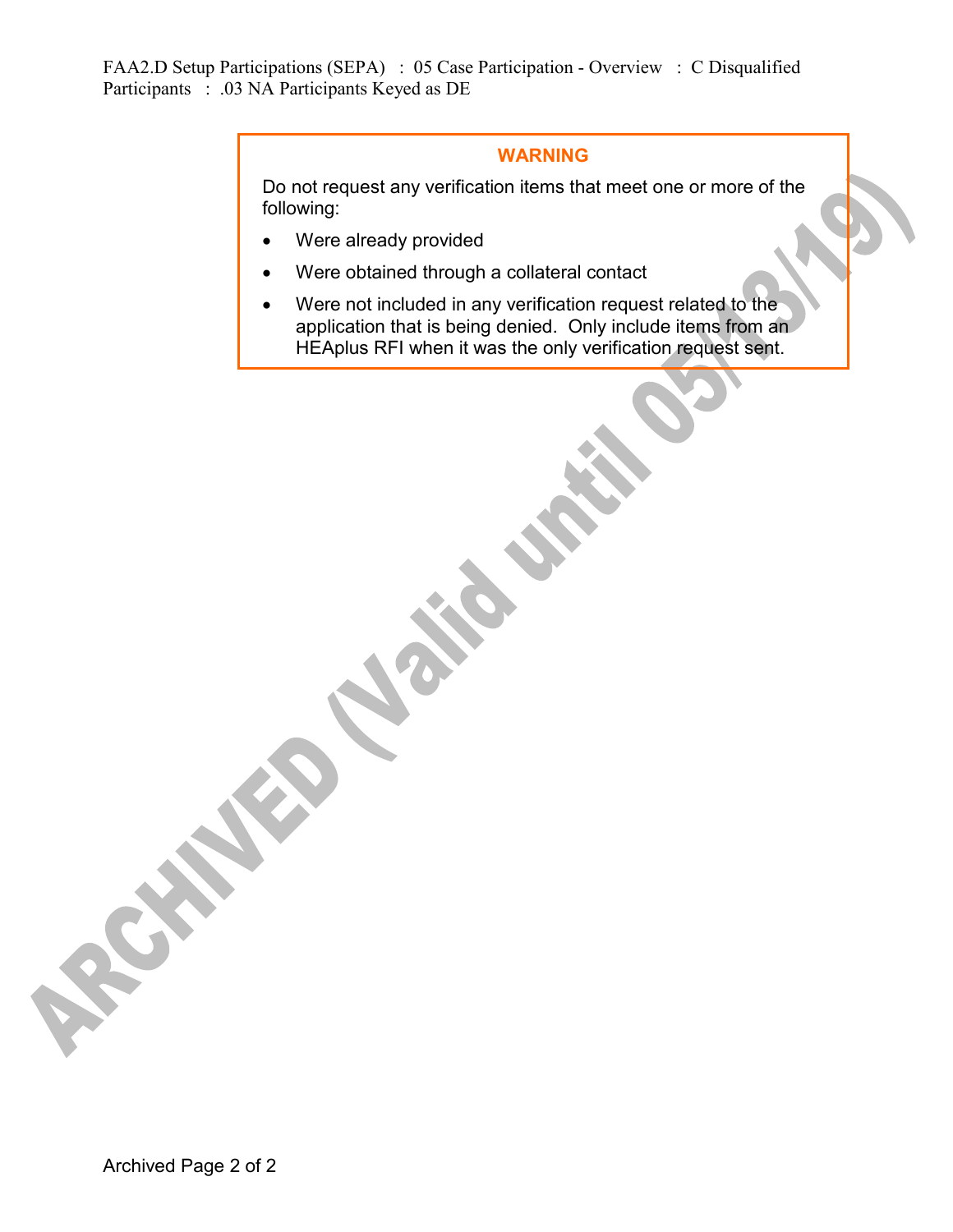**WARNING**

Do not request any verification items that meet one or more of the following:

- Were already provided
- Were obtained through a collateral contact
- Were not included in any verification request related to the application that is being denied. Only include items from an HEAplus RFI when it was the only verification request sent.